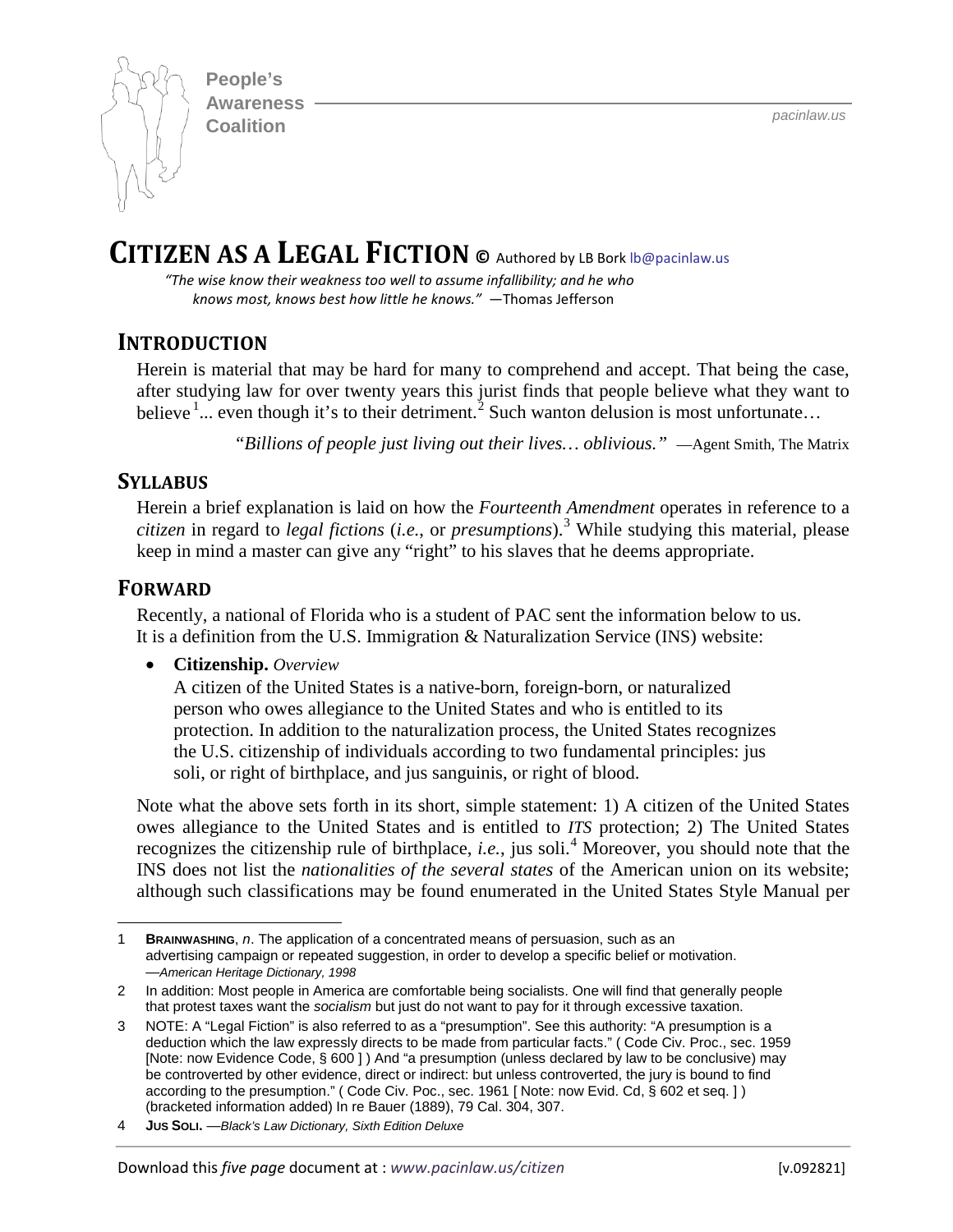People's Awareness Coalition

pacinlaw.us

# CITIZEN AS A LEGAL FICTION © Authored by LB Bork lb@pacinlaw.us

*"The wise know their weakness too well to assume infallibility; and he who knows most, knows best how little he knows."* —Thomas Jefferson

## INTRODUCTION

Herein is material that may be hard for many to comprehend and accept. That being the case, after studying law for over twenty years this jurist finds that people believe what they want to believe [1]... even though it's to their detriment.[2] Such wanton delusion is most unfortunate…

*"Billions of people just living out their lives… oblivious."* —Agent Smith, The Matrix

## SYLLABUS

Herein a brief explanation is laid on how the *Fourteenth Amendment* operates in reference to a *citizen* in regard to *legal fictions* (*i.e.*, or *presumptions*).[3] While studying this material, please keep in mind a master can give any "right" to his slaves that he deems appropriate.

## FORWARD

Recently, a national of Florida who is a student of PAC sent the information below to us. It is a definition from the U.S. Immigration & Naturalization Service (INS) website:

- **Citizenship.** *Overview*
  A citizen of the United States is a native-born, foreign-born, or naturalized person who owes allegiance to the United States and who is entitled to its protection. In addition to the naturalization process, the United States recognizes the U.S. citizenship of individuals according to two fundamental principles: jus soli, or right of birthplace, and jus sanguinis, or right of blood.

Note what the above sets forth in its short, simple statement: 1) A citizen of the United States owes allegiance to the United States and is entitled to *ITS* protection; 2) The United States recognizes the citizenship rule of birthplace, *i.e.*, jus soli.[4] Moreover, you should note that the INS does not list the *nationalities of the several states* of the American union on its website; although such classifications may be found enumerated in the United States Style Manual per

---

1 **BRAINWASHING**, *n*. The application of a concentrated means of persuasion, such as an advertising campaign or repeated suggestion, in order to develop a specific belief or motivation. —*American Heritage Dictionary, 1998*

2 In addition: Most people in America are comfortable being socialists. One will find that generally people that protest taxes want the *socialism* but just do not want to pay for it through excessive taxation.

3 NOTE: A "Legal Fiction" is also referred to as a "presumption". See this authority: "A presumption is a deduction which the law expressly directs to be made from particular facts." ( Code Civ. Proc., sec. 1959 [Note: now Evidence Code, § 600 ] ) And "a presumption (unless declared by law to be conclusive) may be controverted by other evidence, direct or indirect: but unless controverted, the jury is bound to find according to the presumption." ( Code Civ. Poc., sec. 1961 [ Note: now Evid. Cd, § 602 et seq. ] ) (bracketed information added) In re Bauer (1889), 79 Cal. 304, 307.

4 **JUS SOLI.** —*Black's Law Dictionary, Sixth Edition Deluxe*

Download this *five page* document at : *www.pacinlaw.us/citizen* [v.092821]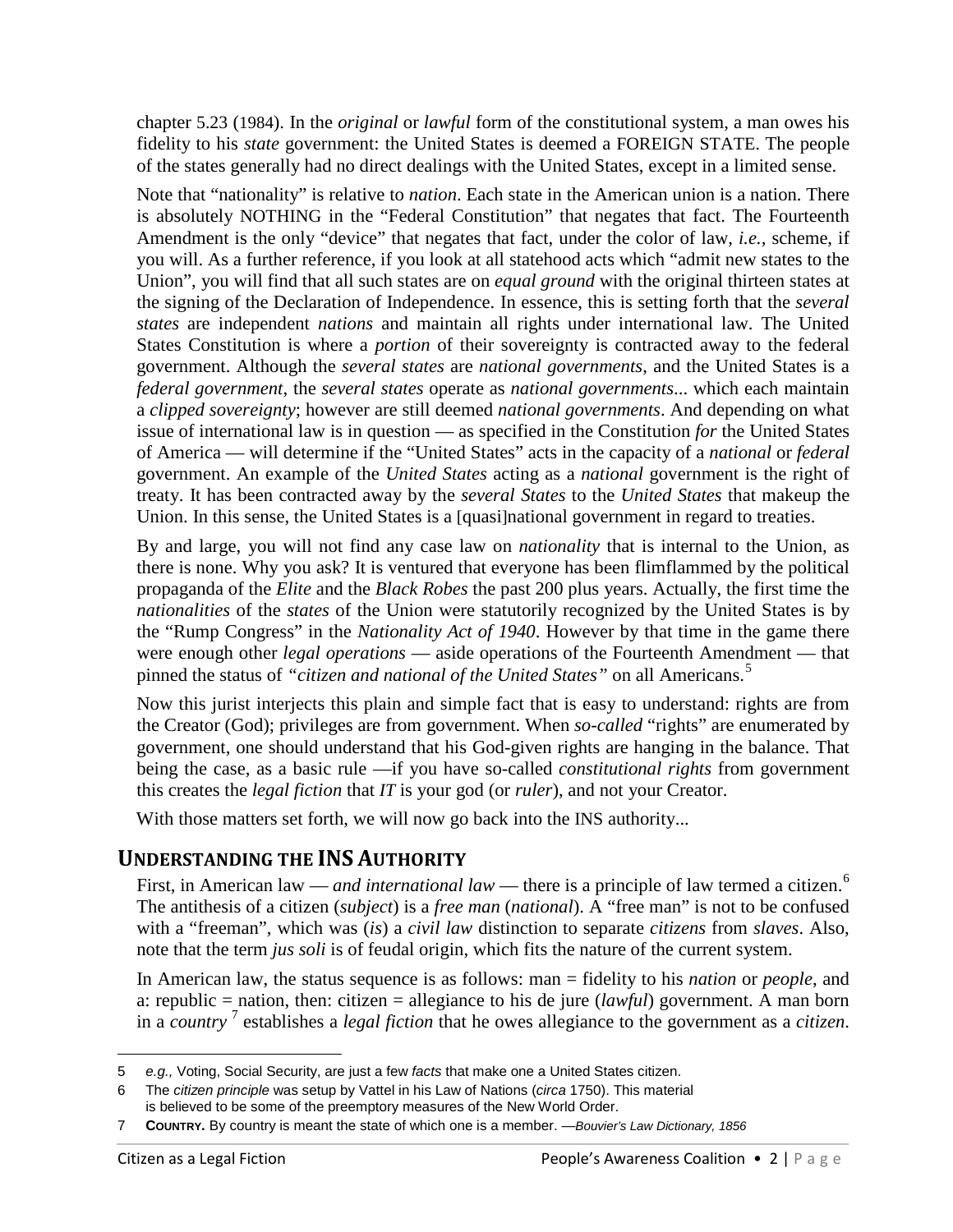chapter 5.23 (1984). In the *original* or *lawful* form of the constitutional system, a man owes his fidelity to his *state* government: the United States is deemed a FOREIGN STATE. The people of the states generally had no direct dealings with the United States, except in a limited sense.

Note that "nationality" is relative to *nation*. Each state in the American union is a nation. There is absolutely NOTHING in the "Federal Constitution" that negates that fact. The Fourteenth Amendment is the only "device" that negates that fact, under the color of law, *i.e.*, scheme, if you will. As a further reference, if you look at all statehood acts which "admit new states to the Union", you will find that all such states are on *equal ground* with the original thirteen states at the signing of the Declaration of Independence. In essence, this is setting forth that the *several states* are independent *nations* and maintain all rights under international law. The United States Constitution is where a *portion* of their sovereignty is contracted away to the federal government. Although the *several states* are *national governments*, and the United States is a *federal government*, the *several states* operate as *national governments*... which each maintain a *clipped sovereignty*; however are still deemed *national governments*. And depending on what issue of international law is in question — as specified in the Constitution *for* the United States of America — will determine if the "United States" acts in the capacity of a *national* or *federal* government. An example of the *United States* acting as a *national* government is the right of treaty. It has been contracted away by the *several States* to the *United States* that makeup the Union. In this sense, the United States is a [quasi]national government in regard to treaties.

By and large, you will not find any case law on *nationality* that is internal to the Union, as there is none. Why you ask? It is ventured that everyone has been flimflammed by the political propaganda of the *Elite* and the *Black Robes* the past 200 plus years. Actually, the first time the *nationalities* of the *states* of the Union were statutorily recognized by the United States is by the "Rump Congress" in the *Nationality Act of 1940*. However by that time in the game there were enough other *legal operations* — aside operations of the Fourteenth Amendment — that pinned the status of *"citizen and national of the United States"* on all Americans.[5]

Now this jurist interjects this plain and simple fact that is easy to understand: rights are from the Creator (God); privileges are from government. When *so-called* "rights" are enumerated by government, one should understand that his God-given rights are hanging in the balance. That being the case, as a basic rule —if you have so-called *constitutional rights* from government this creates the *legal fiction* that *IT* is your god (or *ruler*), and not your Creator.

With those matters set forth, we will now go back into the INS authority...

## UNDERSTANDING THE INS AUTHORITY

First, in American law — *and international law* — there is a principle of law termed a citizen.[6] The antithesis of a citizen (*subject*) is a *free man* (*national*). A "free man" is not to be confused with a "freeman", which was (*is*) a *civil law* distinction to separate *citizens* from *slaves*. Also, note that the term *jus soli* is of feudal origin, which fits the nature of the current system.

In American law, the status sequence is as follows: man = fidelity to his *nation* or *people*, and a: republic = nation, then: citizen = allegiance to his de jure (*lawful*) government. A man born in a *country*[7] establishes a *legal fiction* that he owes allegiance to the government as a *citizen*.

---

5 *e.g.,* Voting, Social Security, are just a few *facts* that make one a United States citizen.

6 The *citizen principle* was setup by Vattel in his Law of Nations (*circa* 1750). This material is believed to be some of the preemptory measures of the New World Order.

7 **COUNTRY.** By country is meant the state of which one is a member. —*Bouvier's Law Dictionary, 1856*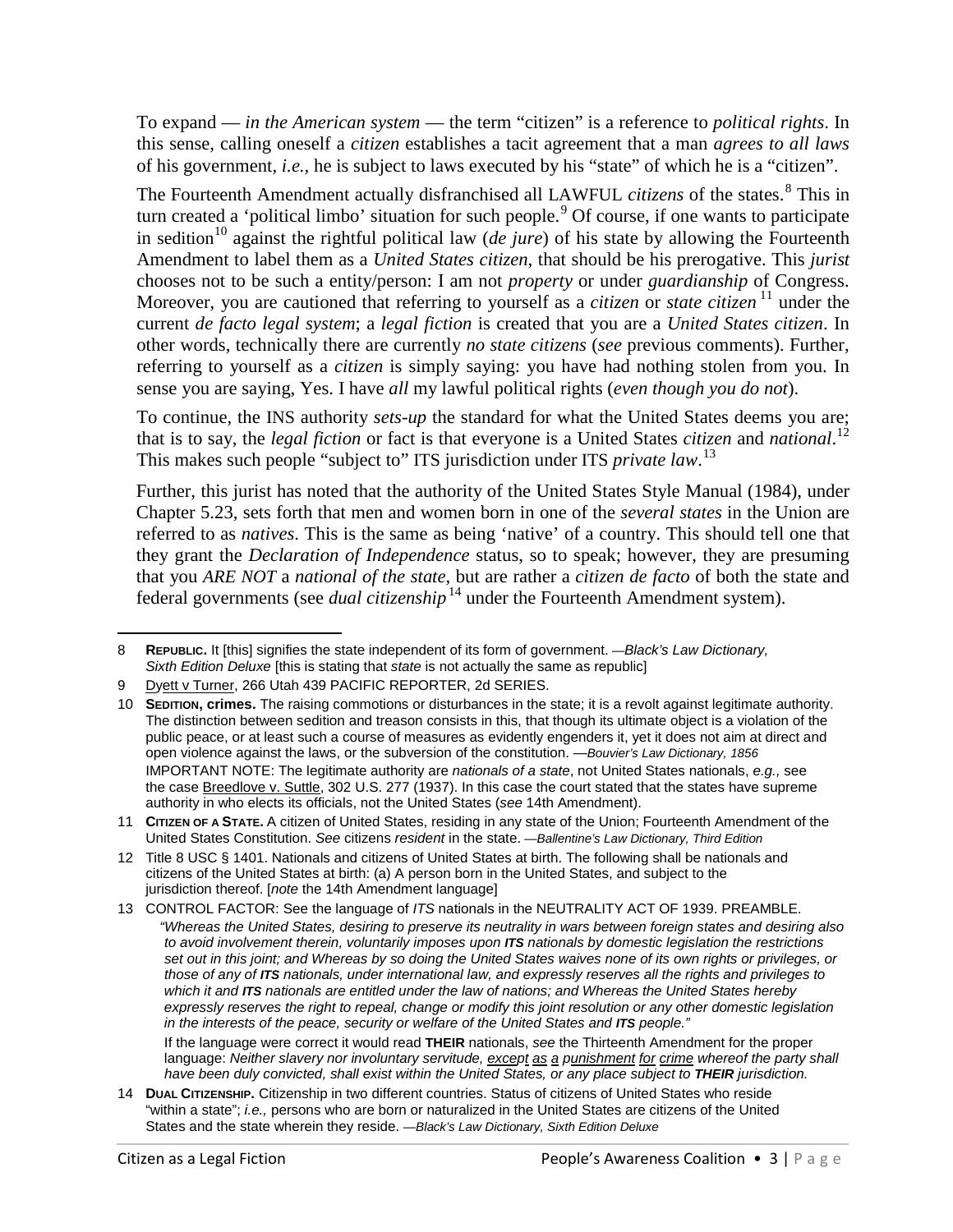To expand — *in the American system* — the term "citizen" is a reference to *political rights*. In this sense, calling oneself a *citizen* establishes a tacit agreement that a man *agrees to all laws* of his government, *i.e.,* he is subject to laws executed by his "state" of which he is a "citizen".

The Fourteenth Amendment actually disfranchised all LAWFUL *citizens* of the states.[8] This in turn created a 'political limbo' situation for such people.[9] Of course, if one wants to participate in sedition[10] against the rightful political law (*de jure*) of his state by allowing the Fourteenth Amendment to label them as a *United States citizen*, that should be his prerogative. This *jurist* chooses not to be such a entity/person: I am not *property* or under *guardianship* of Congress. Moreover, you are cautioned that referring to yourself as a *citizen* or *state citizen*[11] under the current *de facto legal system*; a *legal fiction* is created that you are a *United States citizen*. In other words, technically there are currently *no state citizens* (*see* previous comments). Further, referring to yourself as a *citizen* is simply saying: you have had nothing stolen from you. In sense you are saying, Yes. I have *all* my lawful political rights (*even though you do not*).

To continue, the INS authority *sets-up* the standard for what the United States deems you are; that is to say, the *legal fiction* or fact is that everyone is a United States *citizen* and *national*.[12] This makes such people "subject to" ITS jurisdiction under ITS *private law*.[13]

Further, this jurist has noted that the authority of the United States Style Manual (1984), under Chapter 5.23, sets forth that men and women born in one of the *several states* in the Union are referred to as *natives*. This is the same as being 'native' of a country. This should tell one that they grant the *Declaration of Independence* status, so to speak; however, they are presuming that you *ARE NOT* a *national of the state*, but are rather a *citizen de facto* of both the state and federal governments (see *dual citizenship*[14] under the Fourteenth Amendment system).

---

8 **REPUBLIC.** It [this] signifies the state independent of its form of government. —*Black's Law Dictionary, Sixth Edition Deluxe* [this is stating that *state* is not actually the same as republic]

9 Dyett v Turner, 266 Utah 439 PACIFIC REPORTER, 2d SERIES.

10 **SEDITION, crimes.** The raising commotions or disturbances in the state; it is a revolt against legitimate authority. The distinction between sedition and treason consists in this, that though its ultimate object is a violation of the public peace, or at least such a course of measures as evidently engenders it, yet it does not aim at direct and open violence against the laws, or the subversion of the constitution. —*Bouvier's Law Dictionary, 1856*
IMPORTANT NOTE: The legitimate authority are *nationals of a state*, not United States nationals, *e.g.,* see the case Breedlove v. Suttle, 302 U.S. 277 (1937). In this case the court stated that the states have supreme authority in who elects its officials, not the United States (*see* 14th Amendment).

11 **CITIZEN OF A STATE.** A citizen of United States, residing in any state of the Union; Fourteenth Amendment of the United States Constitution. *See* citizens *resident* in the state. —*Ballentine's Law Dictionary, Third Edition*

12 Title 8 USC § 1401. Nationals and citizens of United States at birth. The following shall be nationals and citizens of the United States at birth: (a) A person born in the United States, and subject to the jurisdiction thereof. [*note* the 14th Amendment language]

13 CONTROL FACTOR: See the language of *ITS* nationals in the NEUTRALITY ACT OF 1939. PREAMBLE.
*"Whereas the United States, desiring to preserve its neutrality in wars between foreign states and desiring also to avoid involvement therein, voluntarily imposes upon **ITS** nationals by domestic legislation the restrictions set out in this joint; and Whereas by so doing the United States waives none of its own rights or privileges, or those of any of **ITS** nationals, under international law, and expressly reserves all the rights and privileges to which it and **ITS** nationals are entitled under the law of nations; and Whereas the United States hereby expressly reserves the right to repeal, change or modify this joint resolution or any other domestic legislation in the interests of the peace, security or welfare of the United States and **ITS** people."*
If the language were correct it would read **THEIR** nationals, *see* the Thirteenth Amendment for the proper language: *Neither slavery nor involuntary servitude, except as a punishment for crime whereof the party shall have been duly convicted, shall exist within the United States, or any place subject to **THEIR** jurisdiction.*

14 **DUAL CITIZENSHIP.** Citizenship in two different countries. Status of citizens of United States who reside "within a state"; *i.e.,* persons who are born or naturalized in the United States are citizens of the United States and the state wherein they reside. —*Black's Law Dictionary, Sixth Edition Deluxe*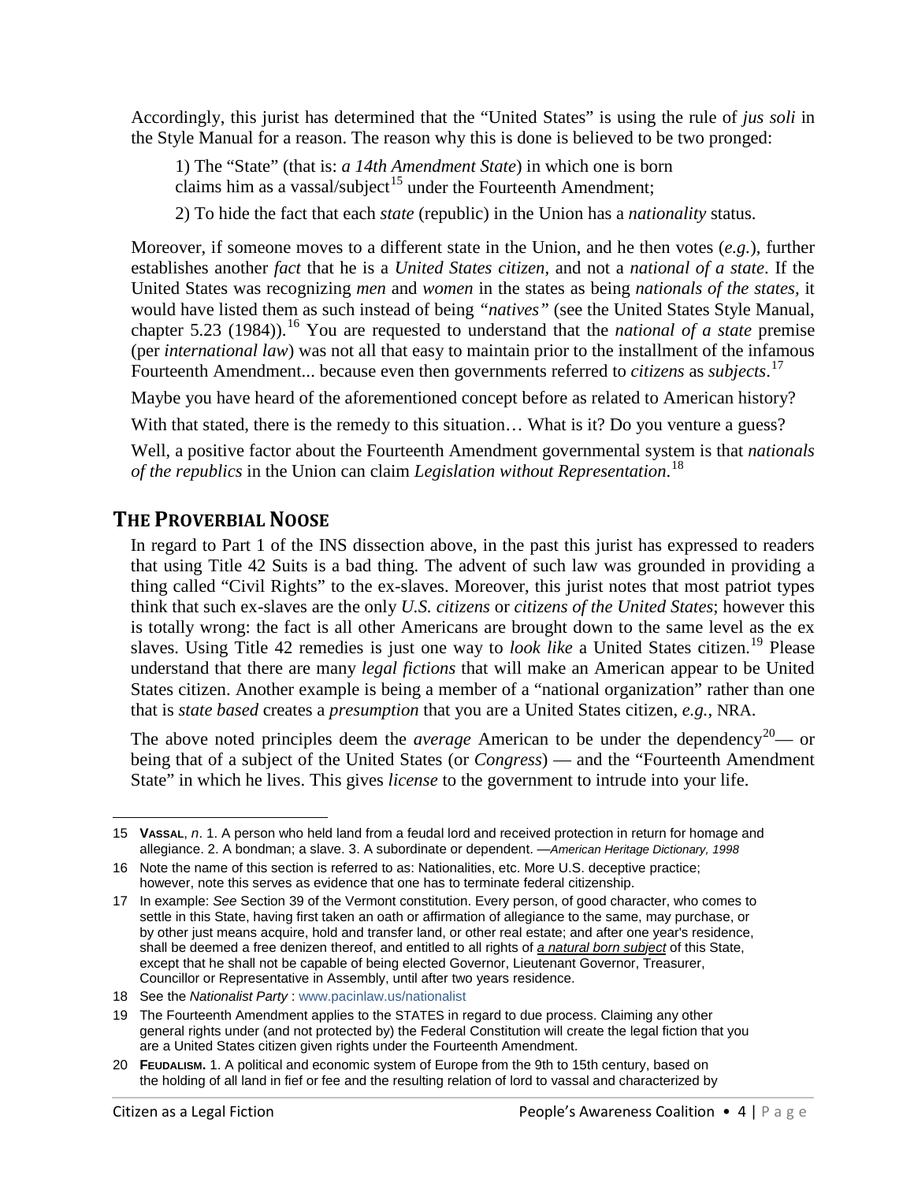Accordingly, this jurist has determined that the "United States" is using the rule of *jus soli* in the Style Manual for a reason. The reason why this is done is believed to be two pronged:

1) The "State" (that is: *a 14th Amendment State*) in which one is born claims him as a vassal/subject[15] under the Fourteenth Amendment;

2) To hide the fact that each *state* (republic) in the Union has a *nationality* status.

Moreover, if someone moves to a different state in the Union, and he then votes (*e.g.*), further establishes another *fact* that he is a *United States citizen*, and not a *national of a state*. If the United States was recognizing *men* and *women* in the states as being *nationals of the states*, it would have listed them as such instead of being *"natives"* (see the United States Style Manual, chapter 5.23 (1984)).[16] You are requested to understand that the *national of a state* premise (per *international law*) was not all that easy to maintain prior to the installment of the infamous Fourteenth Amendment... because even then governments referred to *citizens* as *subjects*.[17]

Maybe you have heard of the aforementioned concept before as related to American history?

With that stated, there is the remedy to this situation… What is it? Do you venture a guess?

Well, a positive factor about the Fourteenth Amendment governmental system is that *nationals of the republics* in the Union can claim *Legislation without Representation*.[18]

## THE PROVERBIAL NOOSE

In regard to Part 1 of the INS dissection above, in the past this jurist has expressed to readers that using Title 42 Suits is a bad thing. The advent of such law was grounded in providing a thing called "Civil Rights" to the ex-slaves. Moreover, this jurist notes that most patriot types think that such ex-slaves are the only *U.S. citizens* or *citizens of the United States*; however this is totally wrong: the fact is all other Americans are brought down to the same level as the ex slaves. Using Title 42 remedies is just one way to *look like* a United States citizen.[19] Please understand that there are many *legal fictions* that will make an American appear to be United States citizen. Another example is being a member of a "national organization" rather than one that is *state based* creates a *presumption* that you are a United States citizen, *e.g.*, NRA.

The above noted principles deem the *average* American to be under the dependency[20]— or being that of a subject of the United States (or *Congress*) — and the "Fourteenth Amendment State" in which he lives. This gives *license* to the government to intrude into your life.

---

15 **VASSAL**, *n*. 1. A person who held land from a feudal lord and received protection in return for homage and allegiance. 2. A bondman; a slave. 3. A subordinate or dependent. —*American Heritage Dictionary, 1998*

16 Note the name of this section is referred to as: Nationalities, etc. More U.S. deceptive practice; however, note this serves as evidence that one has to terminate federal citizenship.

17 In example: *See* Section 39 of the Vermont constitution. Every person, of good character, who comes to settle in this State, having first taken an oath or affirmation of allegiance to the same, may purchase, or by other just means acquire, hold and transfer land, or other real estate; and after one year's residence, shall be deemed a free denizen thereof, and entitled to all rights of ***a natural born subject*** of this State, except that he shall not be capable of being elected Governor, Lieutenant Governor, Treasurer, Councillor or Representative in Assembly, until after two years residence.

18 See the *Nationalist Party* : www.pacinlaw.us/nationalist

19 The Fourteenth Amendment applies to the STATES in regard to due process. Claiming any other general rights under (and not protected by) the Federal Constitution will create the legal fiction that you are a United States citizen given rights under the Fourteenth Amendment.

20 **FEUDALISM.** 1. A political and economic system of Europe from the 9th to 15th century, based on the holding of all land in fief or fee and the resulting relation of lord to vassal and characterized by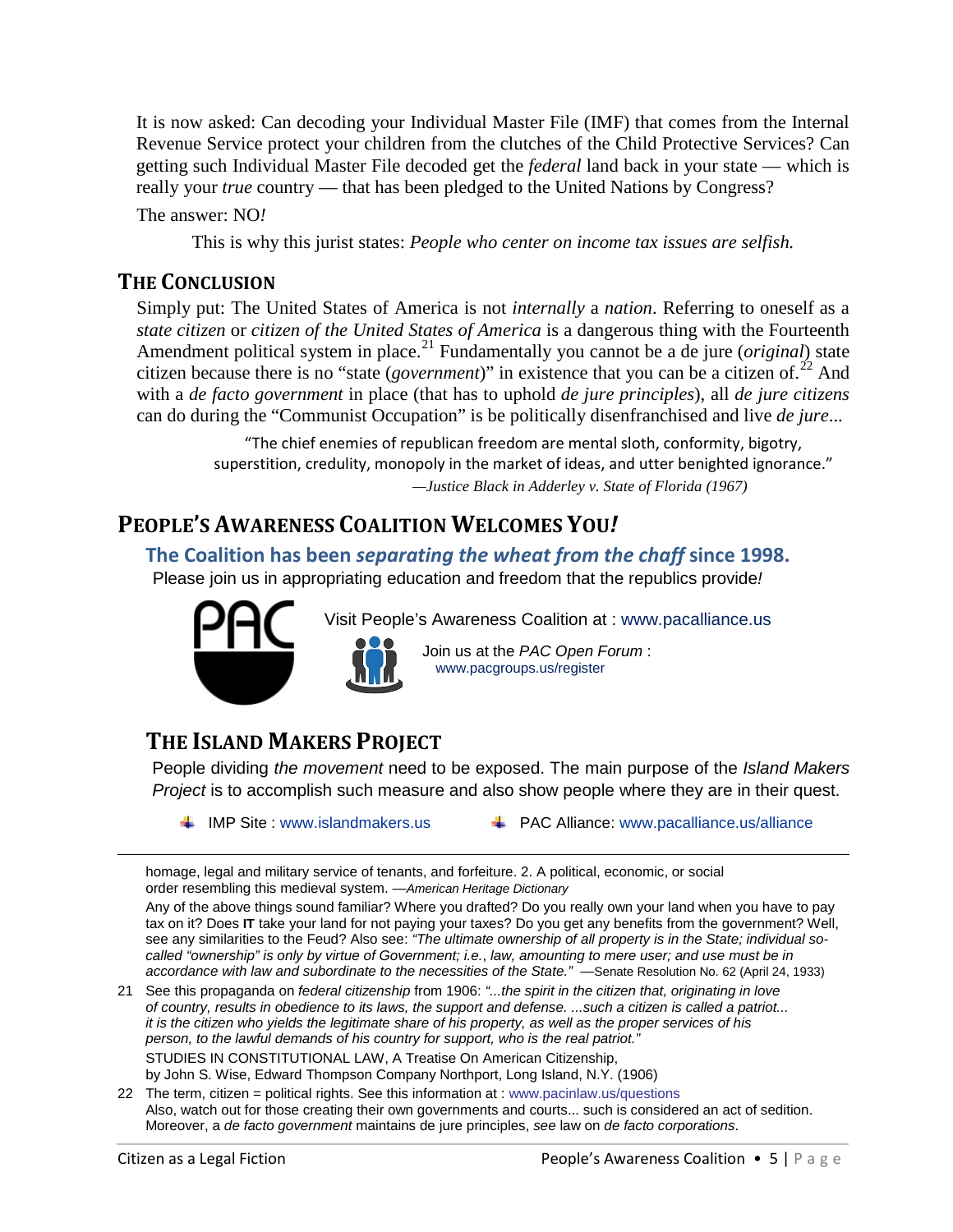It is now asked: Can decoding your Individual Master File (IMF) that comes from the Internal Revenue Service protect your children from the clutches of the Child Protective Services? Can getting such Individual Master File decoded get the *federal* land back in your state — which is really your *true* country — that has been pledged to the United Nations by Congress?

The answer: NO*!*

This is why this jurist states: *People who center on income tax issues are selfish.*

## The Conclusion

Simply put: The United States of America is not *internally* a *nation*. Referring to oneself as a *state citizen* or *citizen of the United States of America* is a dangerous thing with the Fourteenth Amendment political system in place.[21] Fundamentally you cannot be a de jure (*original*) state citizen because there is no "state (*government*)" in existence that you can be a citizen of.[22] And with a *de facto government* in place (that has to uphold *de jure principles*), all *de jure citizens* can do during the "Communist Occupation" is be politically disenfranchised and live *de jure*...

> "The chief enemies of republican freedom are mental sloth, conformity, bigotry, superstition, credulity, monopoly in the market of ideas, and utter benighted ignorance."
>
> —*Justice Black in Adderley v. State of Florida (1967)*

## People's Awareness Coalition Welcomes You*!*

### The Coalition has been *separating the wheat from the chaff* since 1998.

Please join us in appropriating education and freedom that the republics provide*!*

Visit People's Awareness Coalition at : www.pacalliance.us

Join us at the *PAC Open Forum* : www.pacgroups.us/register

## The Island Makers Project

People dividing *the movement* need to be exposed. The main purpose of the *Island Makers Project* is to accomplish such measure and also show people where they are in their quest.

- IMP Site : www.islandmakers.us
- PAC Alliance: www.pacalliance.us/alliance

---

homage, legal and military service of tenants, and forfeiture. 2. A political, economic, or social order resembling this medieval system. —*American Heritage Dictionary*

Any of the above things sound familiar? Where you drafted? Do you really own your land when you have to pay tax on it? Does **IT** take your land for not paying your taxes? Do you get any benefits from the government? Well, see any similarities to the Feud? Also see: *"The ultimate ownership of all property is in the State; individual so-called "ownership" is only by virtue of Government; i.e., law, amounting to mere user; and use must be in accordance with law and subordinate to the necessities of the State."* —Senate Resolution No. 62 (April 24, 1933)

21 See this propaganda on *federal citizenship* from 1906: *"...the spirit in the citizen that, originating in love of country, results in obedience to its laws, the support and defense. ...such a citizen is called a patriot... it is the citizen who yields the legitimate share of his property, as well as the proper services of his person, to the lawful demands of his country for support, who is the real patriot."* STUDIES IN CONSTITUTIONAL LAW, A Treatise On American Citizenship, by John S. Wise, Edward Thompson Company Northport, Long Island, N.Y. (1906)

22 The term, citizen = political rights. See this information at : www.pacinlaw.us/questions Also, watch out for those creating their own governments and courts... such is considered an act of sedition. Moreover, a *de facto government* maintains de jure principles, *see* law on *de facto corporations*.